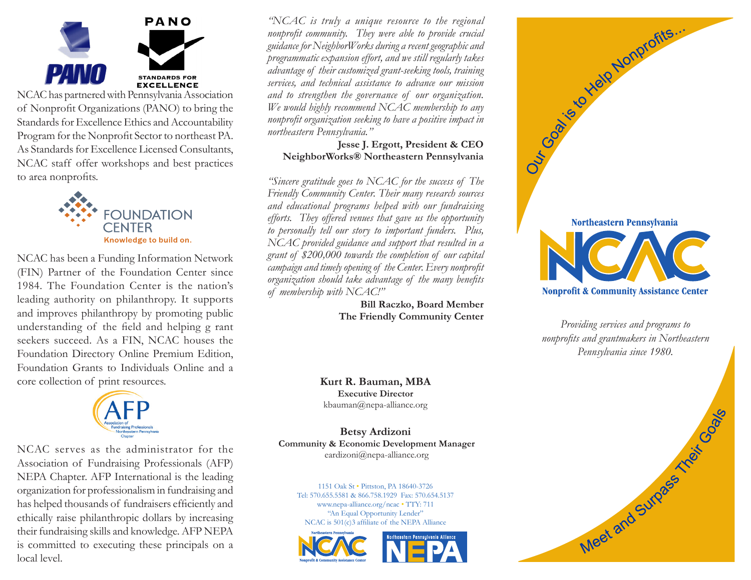PANO

PANO STANDARDS FOR EXCELLENCE

NCAC has partnered with Pennsylvania Association of Nonprofit Organizations (PANO) to bring the Standards for Excellence Ethics and Accountability Program for the Nonprofit Sector to northeast PA. As Standards for Excellence Licensed Consultants, NCAC staff offer workshops and best practices to area nonprofits.

FOUNDATION CENTER
Knowledge to build on.

NCAC has been a Funding Information Network (FIN) Partner of the Foundation Center since 1984. The Foundation Center is the nation's leading authority on philanthropy. It supports and improves philanthropy by promoting public understanding of the field and helping g rant seekers succeed. As a FIN, NCAC houses the Foundation Directory Online Premium Edition, Foundation Grants to Individuals Online and a core collection of print resources.

AFP
Association of Fundraising Professionals
Northeastern Pennsylvania Chapter

NCAC serves as the administrator for the Association of Fundraising Professionals (AFP) NEPA Chapter. AFP International is the leading organization for professionalism in fundraising and has helped thousands of fundraisers efficiently and ethically raise philanthropic dollars by increasing their fundraising skills and knowledge. AFP NEPA is committed to executing these principals on a local level.

*"NCAC is truly a unique resource to the regional nonprofit community. They were able to provide crucial guidance for NeighborWorks during a recent geographic and programmatic expansion effort, and we still regularly takes advantage of their customized grant-seeking tools, training services, and technical assistance to advance our mission and to strengthen the governance of our organization. We would highly recommend NCAC membership to any nonprofit organization seeking to have a positive impact in northeastern Pennsylvania."*

**Jesse J. Ergott, President & CEO**
**NeighborWorks® Northeastern Pennsylvania**

*"Sincere gratitude goes to NCAC for the success of The Friendly Community Center. Their many research sources and educational programs helped with our fundraising efforts. They offered venues that gave us the opportunity to personally tell our story to important funders. Plus, NCAC provided guidance and support that resulted in a grant of $200,000 towards the completion of our capital campaign and timely opening of the Center. Every nonprofit organization should take advantage of the many benefits of membership with NCAC!"*

**Bill Raczko, Board Member**
**The Friendly Community Center**

**Kurt R. Bauman, MBA**
**Executive Director**
kbauman@nepa-alliance.org

**Betsy Ardizoni**
**Community & Economic Development Manager**
eardizoni@nepa-alliance.org

1151 Oak St • Pittston, PA 18640-3726
Tel: 570.655.5581 & 866.758.1929 Fax: 570.654.5137
www.nepa-alliance.org/ncac • TTY: 711
"An Equal Opportunity Lender"
NCAC is 501(c)3 affiliate of the NEPA Alliance

Northeastern Pennsylvania NCAC Nonprofit & Community Assistance Center — Northeastern Pennsylvania Alliance NEPA

Our Goal is to Help Nonprofits...

# Northeastern Pennsylvania NCAC
## Nonprofit & Community Assistance Center

*Providing services and programs to nonprofits and grantmakers in Northeastern Pennsylvania since 1980.*

Meet and Surpass Their Goals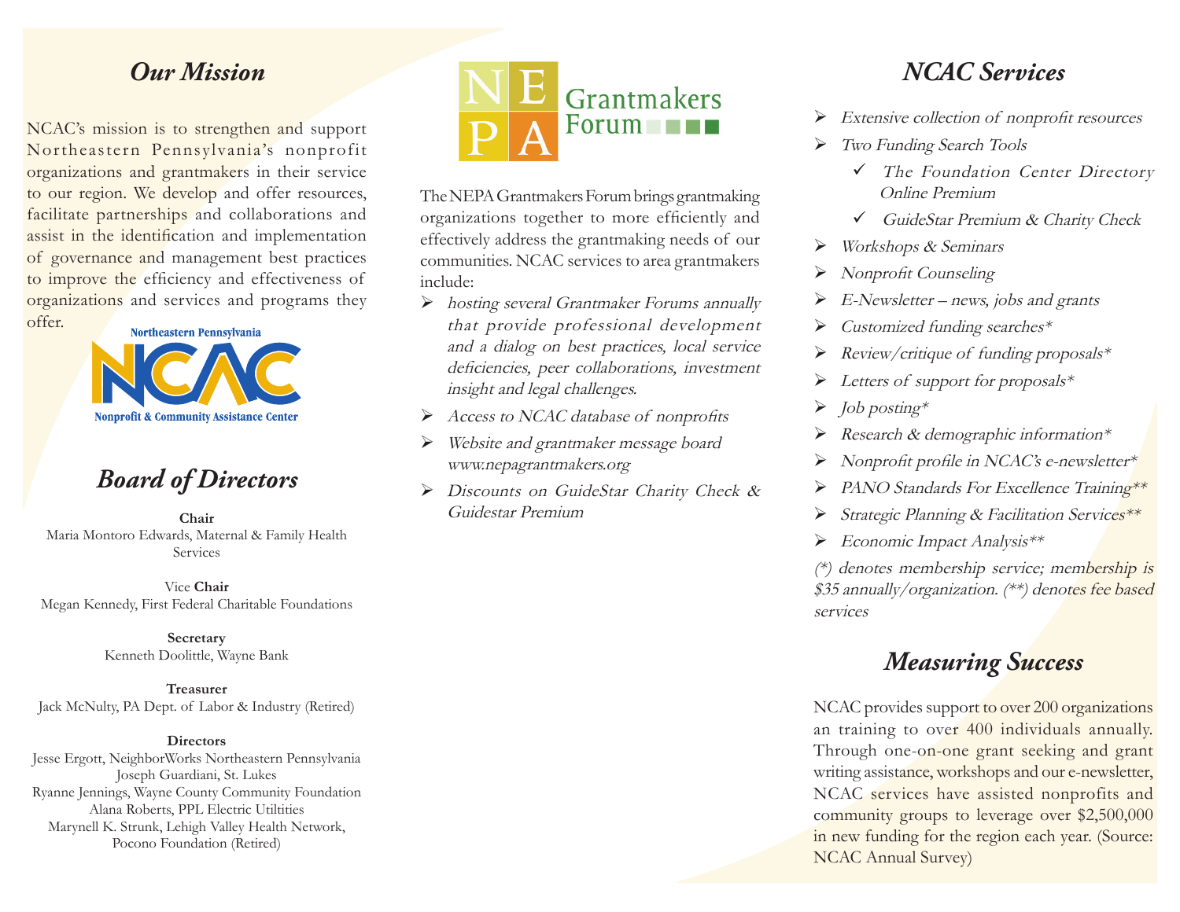## *Our Mission*

NCAC's mission is to strengthen and support Northeastern Pennsylvania's nonprofit organizations and grantmakers in their service to our region. We develop and offer resources, facilitate partnerships and collaborations and assist in the identification and implementation of governance and management best practices to improve the efficiency and effectiveness of organizations and services and programs they offer.

Northeastern Pennsylvania
NCAC
Nonprofit & Community Assistance Center

## *Board of Directors*

**Chair**
Maria Montoro Edwards, Maternal & Family Health Services

Vice **Chair**
Megan Kennedy, First Federal Charitable Foundations

**Secretary**
Kenneth Doolittle, Wayne Bank

**Treasurer**
Jack McNulty, PA Dept. of Labor & Industry (Retired)

**Directors**
Jesse Ergott, NeighborWorks Northeastern Pennsylvania
Joseph Guardiani, St. Lukes
Ryanne Jennings, Wayne County Community Foundation
Alana Roberts, PPL Electric Utiltities
Marynell K. Strunk, Lehigh Valley Health Network, Pocono Foundation (Retired)

NE PA Grantmakers Forum

The NEPA Grantmakers Forum brings grantmaking organizations together to more efficiently and effectively address the grantmaking needs of our communities. NCAC services to area grantmakers include:

- *hosting several Grantmaker Forums annually that provide professional development and a dialog on best practices, local service deficiencies, peer collaborations, investment insight and legal challenges.*
- *Access to NCAC database of nonprofits*
- *Website and grantmaker message board www.nepagrantmakers.org*
- *Discounts on GuideStar Charity Check & Guidestar Premium*

## *NCAC Services*

- *Extensive collection of nonprofit resources*
- *Two Funding Search Tools*
  - ✓ *The Foundation Center Directory Online Premium*
  - ✓ *GuideStar Premium & Charity Check*
- *Workshops & Seminars*
- *Nonprofit Counseling*
- *E-Newsletter – news, jobs and grants*
- *Customized funding searches**
- *Review/critique of funding proposals**
- *Letters of support for proposals**
- *Job posting**
- *Research & demographic information**
- *Nonprofit profile in NCAC's e-newsletter**
- *PANO Standards For Excellence Training***
- *Strategic Planning & Facilitation Services***
- *Economic Impact Analysis***

*(*) denotes membership service; membership is $35 annually/organization. (**) denotes fee based services*

## *Measuring Success*

NCAC provides support to over 200 organizations an training to over 400 individuals annually. Through one-on-one grant seeking and grant writing assistance, workshops and our e-newsletter, NCAC services have assisted nonprofits and community groups to leverage over $2,500,000 in new funding for the region each year. (Source: NCAC Annual Survey)